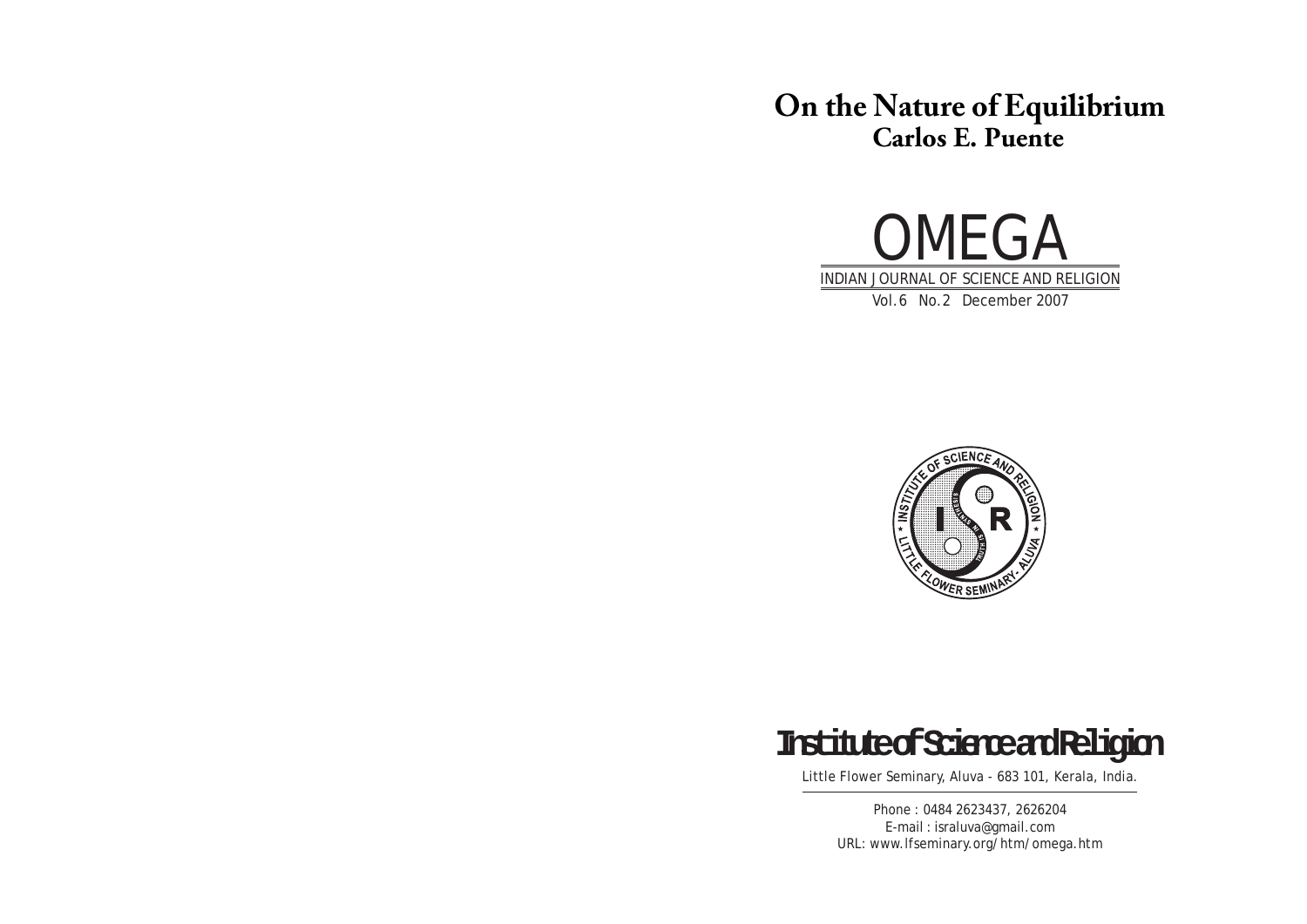# On the Nature of Equilibrium

## Carlos E. Puente

# OMEGA

INDIAN JOURNAL OF SCIENCE AND RELIGION

Vol.6 No.2 December 2007

## Institute of Science and Religion

Little Flower Seminary, Aluva - 683 101, Kerala, India.

Phone : 0484 2623437, 2626204
E-mail : israluva@gmail.com
URL: www.lfseminary.org/htm/omega.htm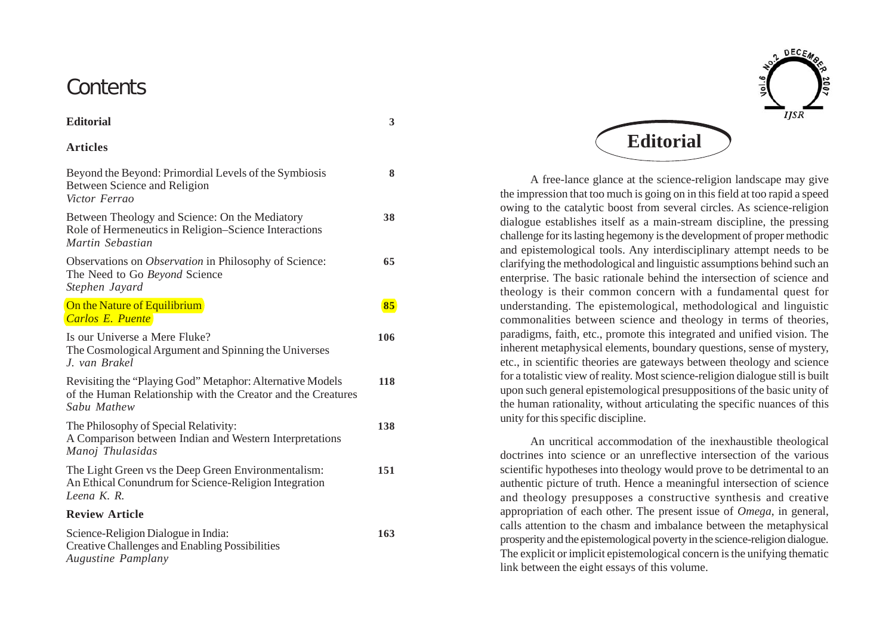# Contents

| | |
|---|---|
| **Editorial** | **3** |
| **Articles** | |
| Beyond the Beyond: Primordial Levels of the Symbiosis Between Science and Religion<br>*Victor Ferrao* | **8** |
| Between Theology and Science: On the Mediatory Role of Hermeneutics in Religion–Science Interactions<br>*Martin Sebastian* | **38** |
| Observations on *Observation* in Philosophy of Science: The Need to Go *Beyond* Science<br>*Stephen Jayard* | **65** |
| On the Nature of Equilibrium<br>*Carlos E. Puente* | **85** |
| Is our Universe a Mere Fluke? The Cosmological Argument and Spinning the Universes<br>*J. van Brakel* | **106** |
| Revisiting the "Playing God" Metaphor: Alternative Models of the Human Relationship with the Creator and the Creatures<br>*Sabu Mathew* | **118** |
| The Philosophy of Special Relativity: A Comparison between Indian and Western Interpretations<br>*Manoj Thulasidas* | **138** |
| The Light Green vs the Deep Green Environmentalism: An Ethical Conundrum for Science-Religion Integration<br>*Leena K. R.* | **151** |
| **Review Article** | |
| Science-Religion Dialogue in India: Creative Challenges and Enabling Possibilities<br>*Augustine Pamplany* | **163** |

# Editorial

A free-lance glance at the science-religion landscape may give the impression that too much is going on in this field at too rapid a speed owing to the catalytic boost from several circles. As science-religion dialogue establishes itself as a main-stream discipline, the pressing challenge for its lasting hegemony is the development of proper methodic and epistemological tools. Any interdisciplinary attempt needs to be clarifying the methodological and linguistic assumptions behind such an enterprise. The basic rationale behind the intersection of science and theology is their common concern with a fundamental quest for understanding. The epistemological, methodological and linguistic commonalities between science and theology in terms of theories, paradigms, faith, etc., promote this integrated and unified vision. The inherent metaphysical elements, boundary questions, sense of mystery, etc., in scientific theories are gateways between theology and science for a totalistic view of reality. Most science-religion dialogue still is built upon such general epistemological presuppositions of the basic unity of the human rationality, without articulating the specific nuances of this unity for this specific discipline.

An uncritical accommodation of the inexhaustible theological doctrines into science or an unreflective intersection of the various scientific hypotheses into theology would prove to be detrimental to an authentic picture of truth. Hence a meaningful intersection of science and theology presupposes a constructive synthesis and creative appropriation of each other. The present issue of *Omega*, in general, calls attention to the chasm and imbalance between the metaphysical prosperity and the epistemological poverty in the science-religion dialogue. The explicit or implicit epistemological concern is the unifying thematic link between the eight essays of this volume.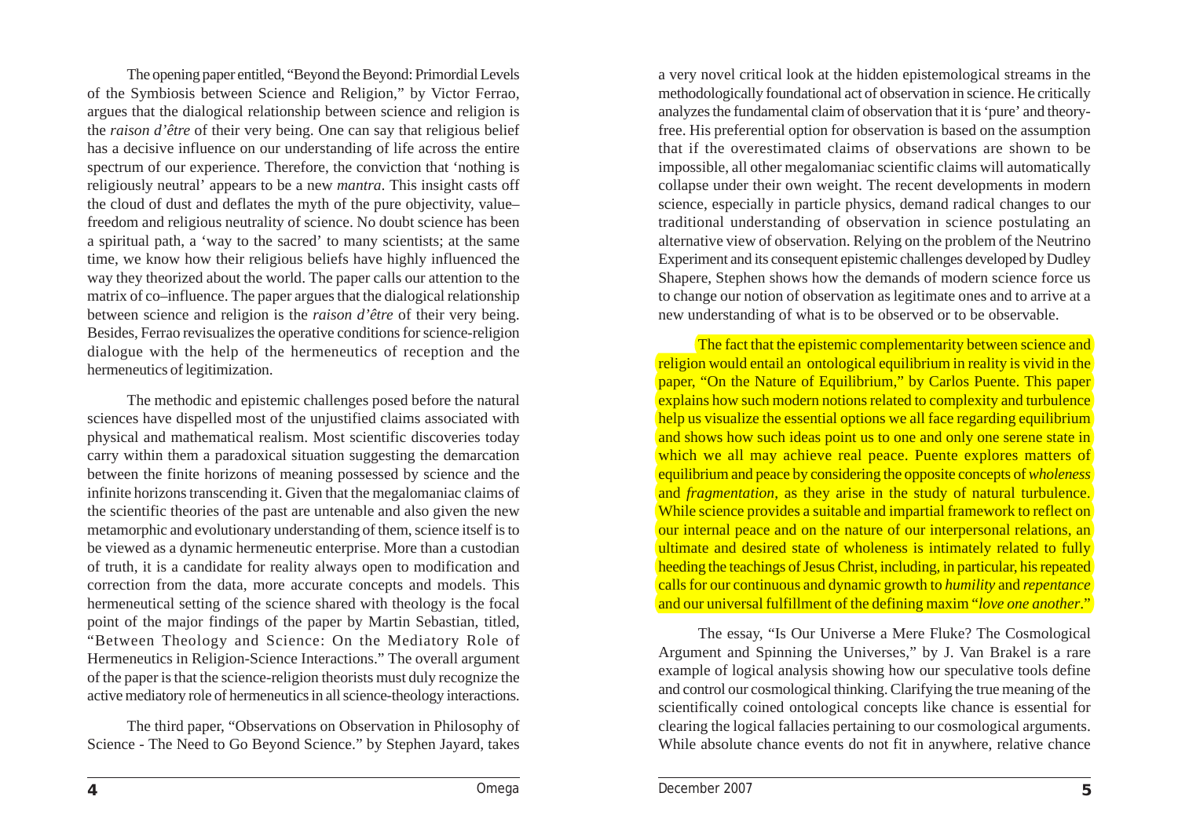The opening paper entitled, "Beyond the Beyond: Primordial Levels of the Symbiosis between Science and Religion," by Victor Ferrao, argues that the dialogical relationship between science and religion is the *raison d'être* of their very being. One can say that religious belief has a decisive influence on our understanding of life across the entire spectrum of our experience. Therefore, the conviction that 'nothing is religiously neutral' appears to be a new *mantra*. This insight casts off the cloud of dust and deflates the myth of the pure objectivity, value–freedom and religious neutrality of science. No doubt science has been a spiritual path, a 'way to the sacred' to many scientists; at the same time, we know how their religious beliefs have highly influenced the way they theorized about the world. The paper calls our attention to the matrix of co–influence. The paper argues that the dialogical relationship between science and religion is the *raison d'être* of their very being. Besides, Ferrao revisualizes the operative conditions for science-religion dialogue with the help of the hermeneutics of reception and the hermeneutics of legitimization.

The methodic and epistemic challenges posed before the natural sciences have dispelled most of the unjustified claims associated with physical and mathematical realism. Most scientific discoveries today carry within them a paradoxical situation suggesting the demarcation between the finite horizons of meaning possessed by science and the infinite horizons transcending it. Given that the megalomaniac claims of the scientific theories of the past are untenable and also given the new metamorphic and evolutionary understanding of them, science itself is to be viewed as a dynamic hermeneutic enterprise. More than a custodian of truth, it is a candidate for reality always open to modification and correction from the data, more accurate concepts and models. This hermeneutical setting of the science shared with theology is the focal point of the major findings of the paper by Martin Sebastian, titled, "Between Theology and Science: On the Mediatory Role of Hermeneutics in Religion-Science Interactions." The overall argument of the paper is that the science-religion theorists must duly recognize the active mediatory role of hermeneutics in all science-theology interactions.

The third paper, "Observations on Observation in Philosophy of Science - The Need to Go Beyond Science." by Stephen Jayard, takes a very novel critical look at the hidden epistemological streams in the methodologically foundational act of observation in science. He critically analyzes the fundamental claim of observation that it is 'pure' and theory-free. His preferential option for observation is based on the assumption that if the overestimated claims of observations are shown to be impossible, all other megalomaniac scientific claims will automatically collapse under their own weight. The recent developments in modern science, especially in particle physics, demand radical changes to our traditional understanding of observation in science postulating an alternative view of observation. Relying on the problem of the Neutrino Experiment and its consequent epistemic challenges developed by Dudley Shapere, Stephen shows how the demands of modern science force us to change our notion of observation as legitimate ones and to arrive at a new understanding of what is to be observed or to be observable.

The fact that the epistemic complementarity between science and religion would entail an ontological equilibrium in reality is vivid in the paper, "On the Nature of Equilibrium," by Carlos Puente. This paper explains how such modern notions related to complexity and turbulence help us visualize the essential options we all face regarding equilibrium and shows how such ideas point us to one and only one serene state in which we all may achieve real peace. Puente explores matters of equilibrium and peace by considering the opposite concepts of *wholeness* and *fragmentation*, as they arise in the study of natural turbulence. While science provides a suitable and impartial framework to reflect on our internal peace and on the nature of our interpersonal relations, an ultimate and desired state of wholeness is intimately related to fully heeding the teachings of Jesus Christ, including, in particular, his repeated calls for our continuous and dynamic growth to *humility* and *repentance* and our universal fulfillment of the defining maxim "*love one another*."

The essay, "Is Our Universe a Mere Fluke? The Cosmological Argument and Spinning the Universes," by J. Van Brakel is a rare example of logical analysis showing how our speculative tools define and control our cosmological thinking. Clarifying the true meaning of the scientifically coined ontological concepts like chance is essential for clearing the logical fallacies pertaining to our cosmological arguments. While absolute chance events do not fit in anywhere, relative chance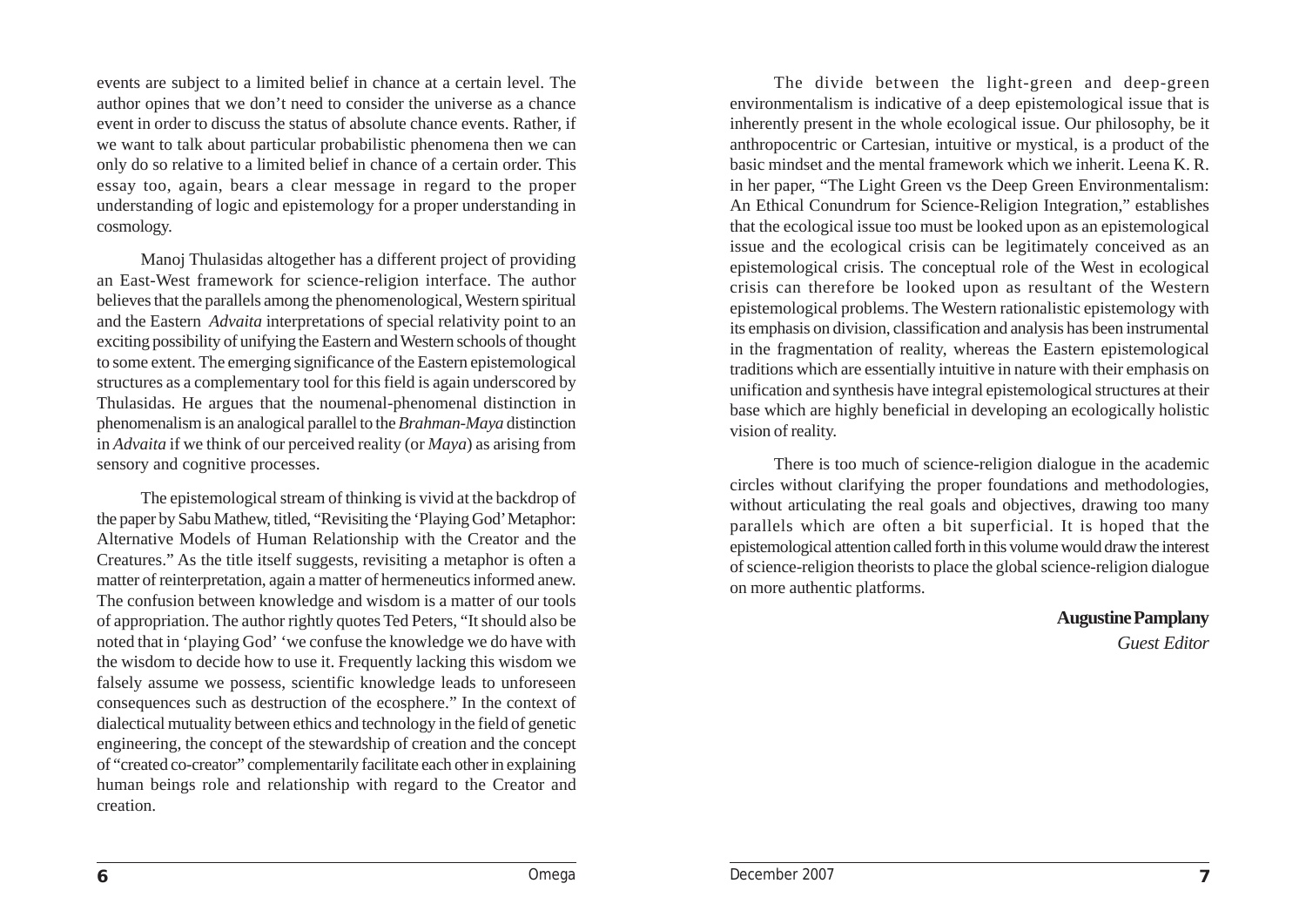events are subject to a limited belief in chance at a certain level. The author opines that we don't need to consider the universe as a chance event in order to discuss the status of absolute chance events. Rather, if we want to talk about particular probabilistic phenomena then we can only do so relative to a limited belief in chance of a certain order. This essay too, again, bears a clear message in regard to the proper understanding of logic and epistemology for a proper understanding in cosmology.

Manoj Thulasidas altogether has a different project of providing an East-West framework for science-religion interface. The author believes that the parallels among the phenomenological, Western spiritual and the Eastern *Advaita* interpretations of special relativity point to an exciting possibility of unifying the Eastern and Western schools of thought to some extent. The emerging significance of the Eastern epistemological structures as a complementary tool for this field is again underscored by Thulasidas. He argues that the noumenal-phenomenal distinction in phenomenalism is an analogical parallel to the *Brahman-Maya* distinction in *Advaita* if we think of our perceived reality (or *Maya*) as arising from sensory and cognitive processes.

The epistemological stream of thinking is vivid at the backdrop of the paper by Sabu Mathew, titled, "Revisiting the 'Playing God' Metaphor: Alternative Models of Human Relationship with the Creator and the Creatures." As the title itself suggests, revisiting a metaphor is often a matter of reinterpretation, again a matter of hermeneutics informed anew. The confusion between knowledge and wisdom is a matter of our tools of appropriation. The author rightly quotes Ted Peters, "It should also be noted that in 'playing God' 'we confuse the knowledge we do have with the wisdom to decide how to use it. Frequently lacking this wisdom we falsely assume we possess, scientific knowledge leads to unforeseen consequences such as destruction of the ecosphere." In the context of dialectical mutuality between ethics and technology in the field of genetic engineering, the concept of the stewardship of creation and the concept of "created co-creator" complementarily facilitate each other in explaining human beings role and relationship with regard to the Creator and creation.

The divide between the light-green and deep-green environmentalism is indicative of a deep epistemological issue that is inherently present in the whole ecological issue. Our philosophy, be it anthropocentric or Cartesian, intuitive or mystical, is a product of the basic mindset and the mental framework which we inherit. Leena K. R. in her paper, "The Light Green vs the Deep Green Environmentalism: An Ethical Conundrum for Science-Religion Integration," establishes that the ecological issue too must be looked upon as an epistemological issue and the ecological crisis can be legitimately conceived as an epistemological crisis. The conceptual role of the West in ecological crisis can therefore be looked upon as resultant of the Western epistemological problems. The Western rationalistic epistemology with its emphasis on division, classification and analysis has been instrumental in the fragmentation of reality, whereas the Eastern epistemological traditions which are essentially intuitive in nature with their emphasis on unification and synthesis have integral epistemological structures at their base which are highly beneficial in developing an ecologically holistic vision of reality.

There is too much of science-religion dialogue in the academic circles without clarifying the proper foundations and methodologies, without articulating the real goals and objectives, drawing too many parallels which are often a bit superficial. It is hoped that the epistemological attention called forth in this volume would draw the interest of science-religion theorists to place the global science-religion dialogue on more authentic platforms.

**Augustine Pamplany**
*Guest Editor*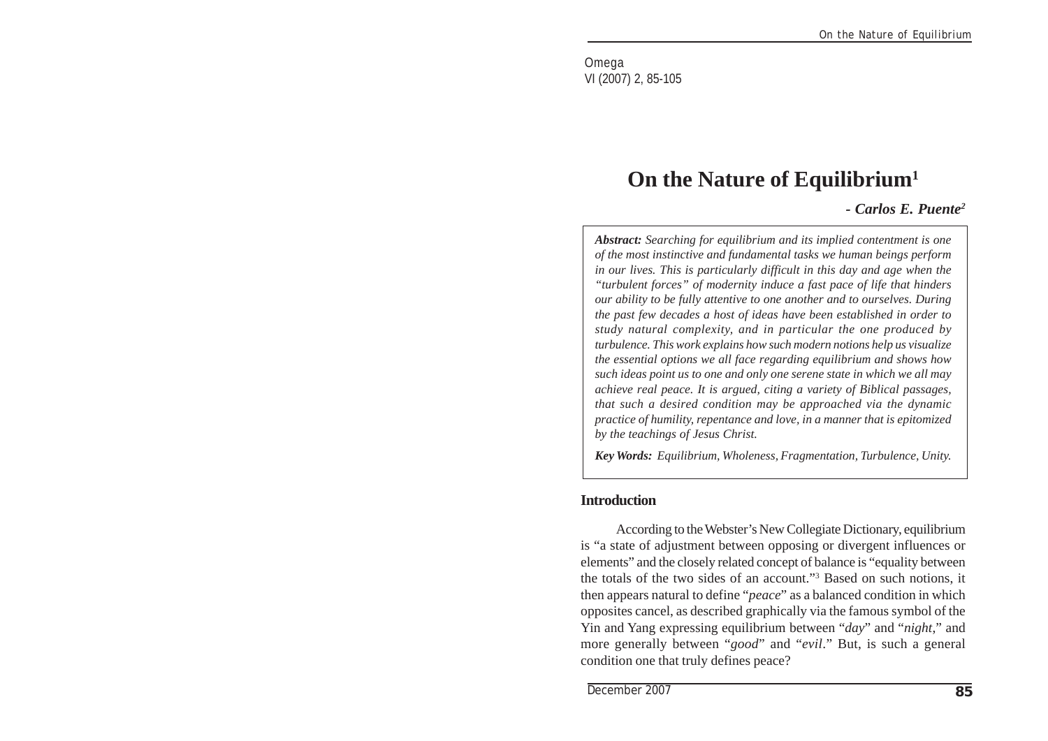# On the Nature of Equilibrium[1]

***- Carlos E. Puente[2]***

***Abstract:*** *Searching for equilibrium and its implied contentment is one of the most instinctive and fundamental tasks we human beings perform in our lives. This is particularly difficult in this day and age when the "turbulent forces" of modernity induce a fast pace of life that hinders our ability to be fully attentive to one another and to ourselves. During the past few decades a host of ideas have been established in order to study natural complexity, and in particular the one produced by turbulence. This work explains how such modern notions help us visualize the essential options we all face regarding equilibrium and shows how such ideas point us to one and only one serene state in which we all may achieve real peace. It is argued, citing a variety of Biblical passages, that such a desired condition may be approached via the dynamic practice of humility, repentance and love, in a manner that is epitomized by the teachings of Jesus Christ.*

***Key Words:*** *Equilibrium, Wholeness, Fragmentation, Turbulence, Unity.*

## Introduction

According to the Webster's New Collegiate Dictionary, equilibrium is "a state of adjustment between opposing or divergent influences or elements" and the closely related concept of balance is "equality between the totals of the two sides of an account."[3] Based on such notions, it then appears natural to define "*peace*" as a balanced condition in which opposites cancel, as described graphically via the famous symbol of the Yin and Yang expressing equilibrium between "*day*" and "*night*," and more generally between "*good*" and "*evil*." But, is such a general condition one that truly defines peace?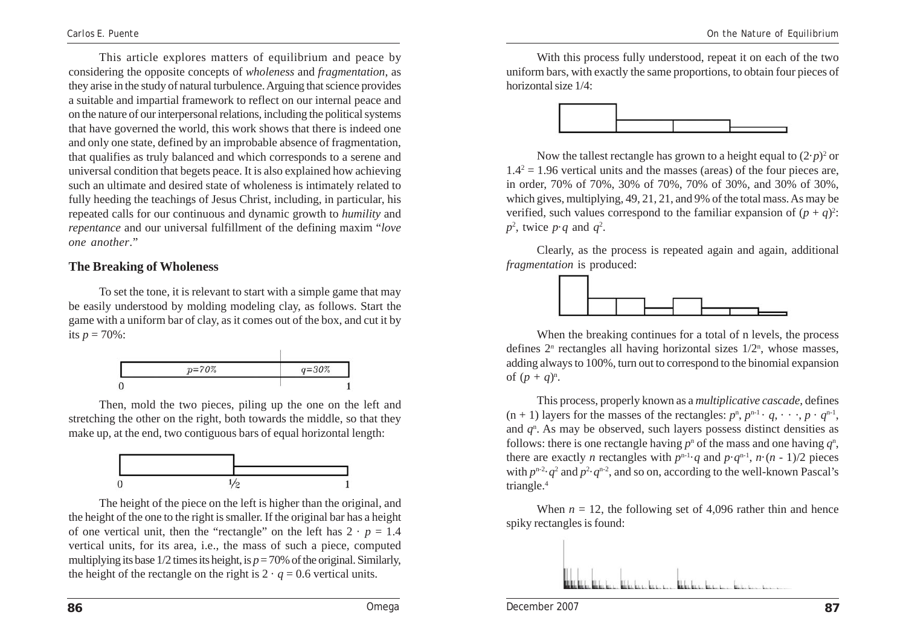This article explores matters of equilibrium and peace by considering the opposite concepts of *wholeness* and *fragmentation*, as they arise in the study of natural turbulence. Arguing that science provides a suitable and impartial framework to reflect on our internal peace and on the nature of our interpersonal relations, including the political systems that have governed the world, this work shows that there is indeed one and only one state, defined by an improbable absence of fragmentation, that qualifies as truly balanced and which corresponds to a serene and universal condition that begets peace. It is also explained how achieving such an ultimate and desired state of wholeness is intimately related to fully heeding the teachings of Jesus Christ, including, in particular, his repeated calls for our continuous and dynamic growth to *humility* and *repentance* and our universal fulfillment of the defining maxim "*love one another*."

## The Breaking of Wholeness

To set the tone, it is relevant to start with a simple game that may be easily understood by molding modeling clay, as follows. Start the game with a uniform bar of clay, as it comes out of the box, and cut it by its $p = 70\%$:

Then, mold the two pieces, piling up the one on the left and stretching the other on the right, both towards the middle, so that they make up, at the end, two contiguous bars of equal horizontal length:

The height of the piece on the left is higher than the original, and the height of the one to the right is smaller. If the original bar has a height of one vertical unit, then the "rectangle" on the left has $2 \cdot p = 1.4$ vertical units, for its area, i.e., the mass of such a piece, computed multiplying its base 1/2 times its height, is $p = 70\%$ of the original. Similarly, the height of the rectangle on the right is $2 \cdot q = 0.6$ vertical units.

With this process fully understood, repeat it on each of the two uniform bars, with exactly the same proportions, to obtain four pieces of horizontal size 1/4:

Now the tallest rectangle has grown to a height equal to $(2 \cdot p)^2$ or $1.4^2 = 1.96$ vertical units and the masses (areas) of the four pieces are, in order, 70% of 70%, 30% of 70%, 70% of 30%, and 30% of 30%, which gives, multiplying, 49, 21, 21, and 9% of the total mass. As may be verified, such values correspond to the familiar expansion of $(p + q)^2$: $p^2$, twice $p \cdot q$ and $q^2$.

Clearly, as the process is repeated again and again, additional *fragmentation* is produced:

When the breaking continues for a total of n levels, the process defines $2^n$ rectangles all having horizontal sizes $1/2^n$, whose masses, adding always to 100%, turn out to correspond to the binomial expansion of $(p + q)^n$.

This process, properly known as a *multiplicative cascade*, defines $(n + 1)$ layers for the masses of the rectangles: $p^n$, $p^{n-1} \cdot q$, $\cdots$, $p \cdot q^{n-1}$, and $q^n$. As may be observed, such layers possess distinct densities as follows: there is one rectangle having $p^n$ of the mass and one having $q^n$, there are exactly $n$ rectangles with $p^{n-1} \cdot q$ and $p \cdot q^{n-1}$, $n \cdot (n - 1)/2$ pieces with $p^{n-2} \cdot q^2$ and $p^2 \cdot q^{n-2}$, and so on, according to the well-known Pascal's triangle.[4]

When $n = 12$, the following set of 4,096 rather thin and hence spiky rectangles is found: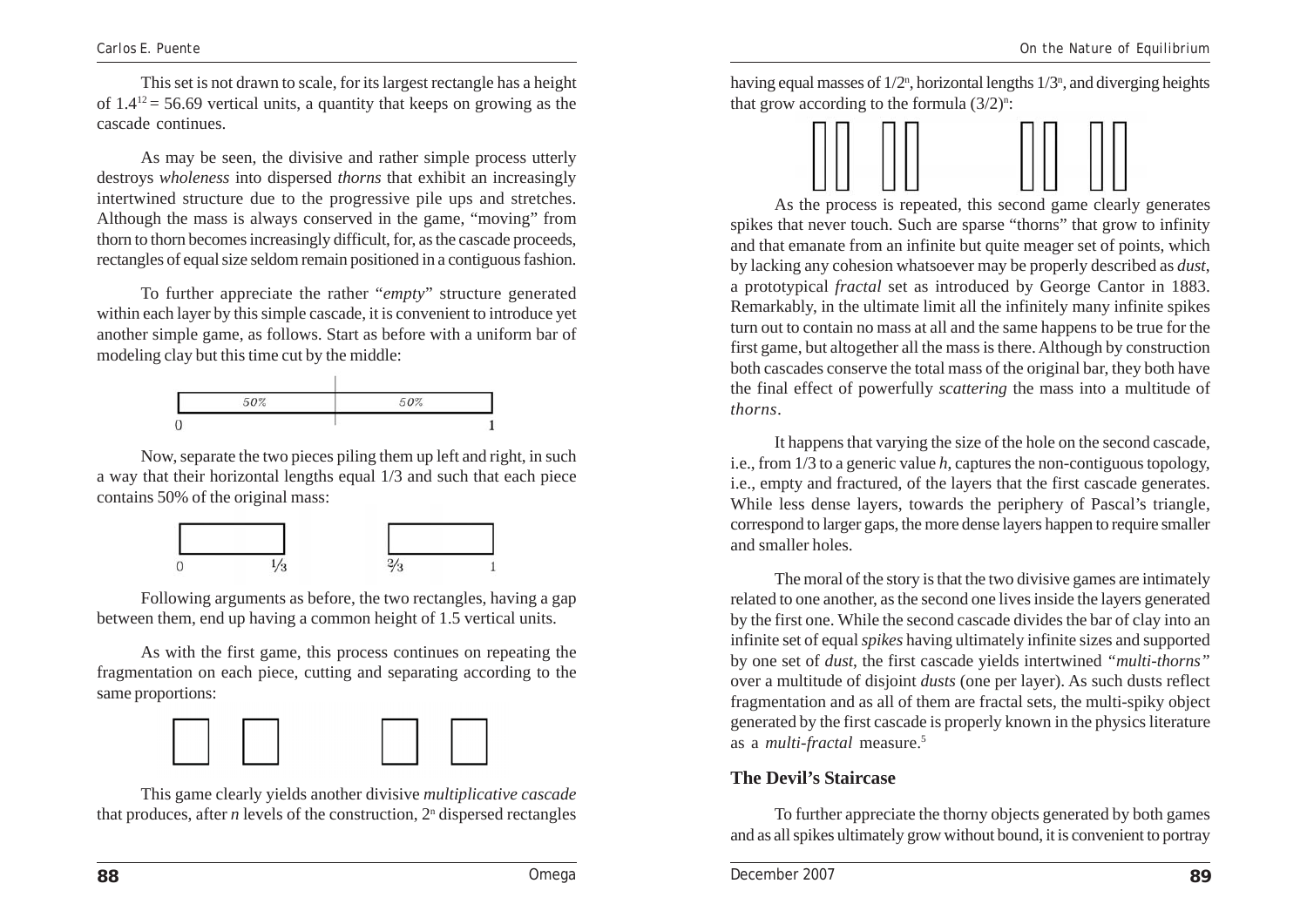This set is not drawn to scale, for its largest rectangle has a height of $1.4^{12} = 56.69$ vertical units, a quantity that keeps on growing as the cascade continues.

As may be seen, the divisive and rather simple process utterly destroys *wholeness* into dispersed *thorns* that exhibit an increasingly intertwined structure due to the progressive pile ups and stretches. Although the mass is always conserved in the game, "moving" from thorn to thorn becomes increasingly difficult, for, as the cascade proceeds, rectangles of equal size seldom remain positioned in a contiguous fashion.

To further appreciate the rather "*empty*" structure generated within each layer by this simple cascade, it is convenient to introduce yet another simple game, as follows. Start as before with a uniform bar of modeling clay but this time cut by the middle:

Now, separate the two pieces piling them up left and right, in such a way that their horizontal lengths equal 1/3 and such that each piece contains 50% of the original mass:

Following arguments as before, the two rectangles, having a gap between them, end up having a common height of 1.5 vertical units.

As with the first game, this process continues on repeating the fragmentation on each piece, cutting and separating according to the same proportions:

This game clearly yields another divisive *multiplicative cascade* that produces, after *n* levels of the construction, $2^n$ dispersed rectangles having equal masses of $1/2^n$, horizontal lengths $1/3^n$, and diverging heights that grow according to the formula $(3/2)^n$:

As the process is repeated, this second game clearly generates spikes that never touch. Such are sparse "thorns" that grow to infinity and that emanate from an infinite but quite meager set of points, which by lacking any cohesion whatsoever may be properly described as *dust*, a prototypical *fractal* set as introduced by George Cantor in 1883. Remarkably, in the ultimate limit all the infinitely many infinite spikes turn out to contain no mass at all and the same happens to be true for the first game, but altogether all the mass is there. Although by construction both cascades conserve the total mass of the original bar, they both have the final effect of powerfully *scattering* the mass into a multitude of *thorns*.

It happens that varying the size of the hole on the second cascade, i.e., from 1/3 to a generic value *h*, captures the non-contiguous topology, i.e., empty and fractured, of the layers that the first cascade generates. While less dense layers, towards the periphery of Pascal's triangle, correspond to larger gaps, the more dense layers happen to require smaller and smaller holes.

The moral of the story is that the two divisive games are intimately related to one another, as the second one lives inside the layers generated by the first one. While the second cascade divides the bar of clay into an infinite set of equal *spikes* having ultimately infinite sizes and supported by one set of *dust*, the first cascade yields intertwined *"multi-thorns"* over a multitude of disjoint *dusts* (one per layer). As such dusts reflect fragmentation and as all of them are fractal sets, the multi-spiky object generated by the first cascade is properly known in the physics literature as a *multi-fractal* measure.[5]

### The Devil's Staircase

To further appreciate the thorny objects generated by both games and as all spikes ultimately grow without bound, it is convenient to portray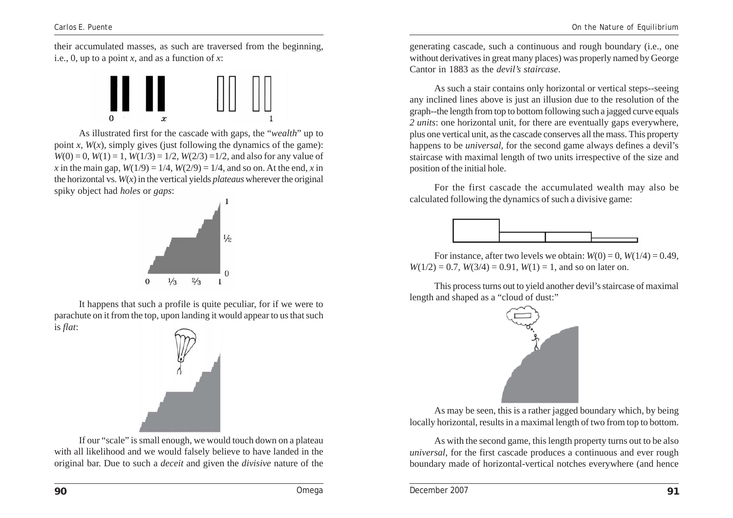their accumulated masses, as such are traversed from the beginning, i.e., 0, up to a point $x$, and as a function of $x$:

As illustrated first for the cascade with gaps, the "*wealth*" up to point $x$, $W(x)$, simply gives (just following the dynamics of the game): $W(0) = 0$, $W(1) = 1$, $W(1/3) = 1/2$, $W(2/3) = 1/2$, and also for any value of $x$ in the main gap, $W(1/9) = 1/4$, $W(2/9) = 1/4$, and so on. At the end, $x$ in the horizontal vs. $W(x)$ in the vertical yields *plateaus* wherever the original spiky object had *holes* or *gaps*:

It happens that such a profile is quite peculiar, for if we were to parachute on it from the top, upon landing it would appear to us that such is *flat*:

If our "scale" is small enough, we would touch down on a plateau with all likelihood and we would falsely believe to have landed in the original bar. Due to such a *deceit* and given the *divisive* nature of the generating cascade, such a continuous and rough boundary (i.e., one without derivatives in great many places) was properly named by George Cantor in 1883 as the *devil's staircase*.

As such a stair contains only horizontal or vertical steps--seeing any inclined lines above is just an illusion due to the resolution of the graph--the length from top to bottom following such a jagged curve equals *2 units*: one horizontal unit, for there are eventually gaps everywhere, plus one vertical unit, as the cascade conserves all the mass. This property happens to be *universal*, for the second game always defines a devil's staircase with maximal length of two units irrespective of the size and position of the initial hole.

For the first cascade the accumulated wealth may also be calculated following the dynamics of such a divisive game:

For instance, after two levels we obtain: $W(0) = 0$, $W(1/4) = 0.49$, $W(1/2) = 0.7$, $W(3/4) = 0.91$, $W(1) = 1$, and so on later on.

This process turns out to yield another devil's staircase of maximal length and shaped as a "cloud of dust:"

As may be seen, this is a rather jagged boundary which, by being locally horizontal, results in a maximal length of two from top to bottom.

As with the second game, this length property turns out to be also *universal*, for the first cascade produces a continuous and ever rough boundary made of horizontal-vertical notches everywhere (and hence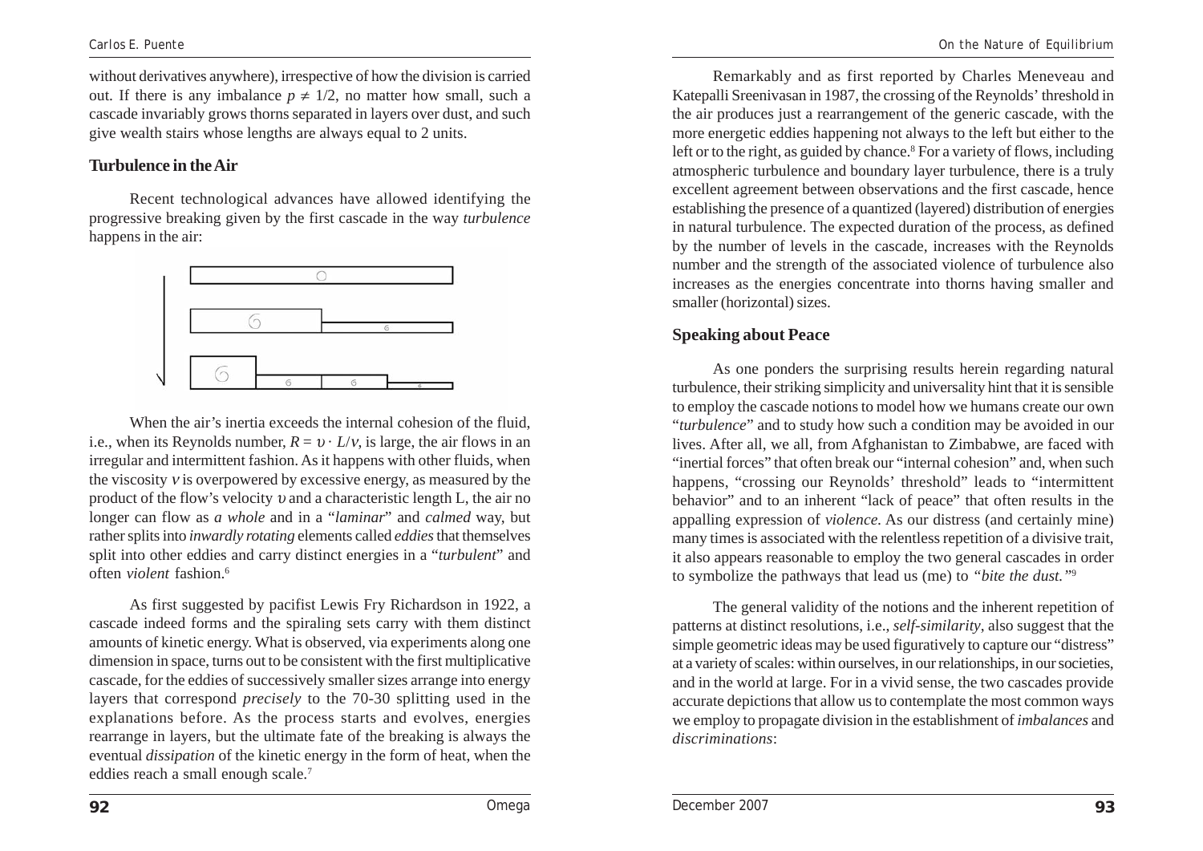without derivatives anywhere), irrespective of how the division is carried out. If there is any imbalance $p \neq 1/2$, no matter how small, such a cascade invariably grows thorns separated in layers over dust, and such give wealth stairs whose lengths are always equal to 2 units.

## Turbulence in the Air

Recent technological advances have allowed identifying the progressive breaking given by the first cascade in the way *turbulence* happens in the air:

When the air's inertia exceeds the internal cohesion of the fluid, i.e., when its Reynolds number, $R = \upsilon \cdot L/\nu$, is large, the air flows in an irregular and intermittent fashion. As it happens with other fluids, when the viscosity $\nu$ is overpowered by excessive energy, as measured by the product of the flow's velocity $\upsilon$ and a characteristic length L, the air no longer can flow as *a whole* and in a "*laminar*" and *calmed* way, but rather splits into *inwardly rotating* elements called *eddies* that themselves split into other eddies and carry distinct energies in a "*turbulent*" and often *violent* fashion.[6]

As first suggested by pacifist Lewis Fry Richardson in 1922, a cascade indeed forms and the spiraling sets carry with them distinct amounts of kinetic energy. What is observed, via experiments along one dimension in space, turns out to be consistent with the first multiplicative cascade, for the eddies of successively smaller sizes arrange into energy layers that correspond *precisely* to the 70-30 splitting used in the explanations before. As the process starts and evolves, energies rearrange in layers, but the ultimate fate of the breaking is always the eventual *dissipation* of the kinetic energy in the form of heat, when the eddies reach a small enough scale.[7]

Remarkably and as first reported by Charles Meneveau and Katepalli Sreenivasan in 1987, the crossing of the Reynolds' threshold in the air produces just a rearrangement of the generic cascade, with the more energetic eddies happening not always to the left but either to the left or to the right, as guided by chance.[8] For a variety of flows, including atmospheric turbulence and boundary layer turbulence, there is a truly excellent agreement between observations and the first cascade, hence establishing the presence of a quantized (layered) distribution of energies in natural turbulence. The expected duration of the process, as defined by the number of levels in the cascade, increases with the Reynolds number and the strength of the associated violence of turbulence also increases as the energies concentrate into thorns having smaller and smaller (horizontal) sizes.

## Speaking about Peace

As one ponders the surprising results herein regarding natural turbulence, their striking simplicity and universality hint that it is sensible to employ the cascade notions to model how we humans create our own "*turbulence*" and to study how such a condition may be avoided in our lives. After all, we all, from Afghanistan to Zimbabwe, are faced with "inertial forces" that often break our "internal cohesion" and, when such happens, "crossing our Reynolds' threshold" leads to "intermittent behavior" and to an inherent "lack of peace" that often results in the appalling expression of *violence*. As our distress (and certainly mine) many times is associated with the relentless repetition of a divisive trait, it also appears reasonable to employ the two general cascades in order to symbolize the pathways that lead us (me) to *"bite the dust."*[9]

The general validity of the notions and the inherent repetition of patterns at distinct resolutions, i.e., *self-similarity*, also suggest that the simple geometric ideas may be used figuratively to capture our "distress" at a variety of scales: within ourselves, in our relationships, in our societies, and in the world at large. For in a vivid sense, the two cascades provide accurate depictions that allow us to contemplate the most common ways we employ to propagate division in the establishment of *imbalances* and *discriminations*: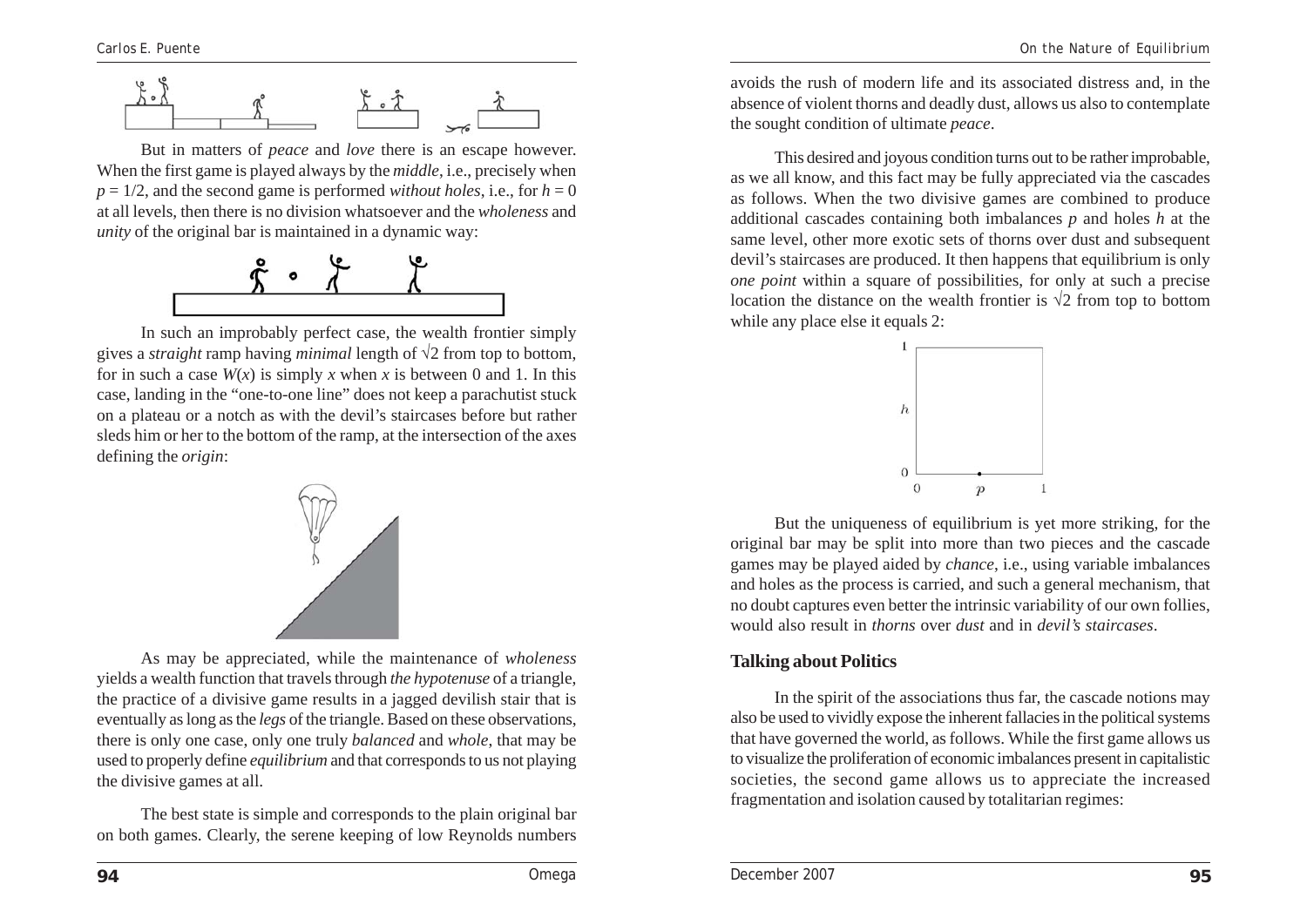But in matters of *peace* and *love* there is an escape however. When the first game is played always by the *middle*, i.e., precisely when $p = 1/2$, and the second game is performed *without holes*, i.e., for $h = 0$ at all levels, then there is no division whatsoever and the *wholeness* and *unity* of the original bar is maintained in a dynamic way:

In such an improbably perfect case, the wealth frontier simply gives a *straight* ramp having *minimal* length of $\sqrt{2}$ from top to bottom, for in such a case $W(x)$ is simply $x$ when $x$ is between 0 and 1. In this case, landing in the "one-to-one line" does not keep a parachutist stuck on a plateau or a notch as with the devil's staircases before but rather sleds him or her to the bottom of the ramp, at the intersection of the axes defining the *origin*:

As may be appreciated, while the maintenance of *wholeness* yields a wealth function that travels through *the hypotenuse* of a triangle, the practice of a divisive game results in a jagged devilish stair that is eventually as long as the *legs* of the triangle. Based on these observations, there is only one case, only one truly *balanced* and *whole*, that may be used to properly define *equilibrium* and that corresponds to us not playing the divisive games at all.

The best state is simple and corresponds to the plain original bar on both games. Clearly, the serene keeping of low Reynolds numbers avoids the rush of modern life and its associated distress and, in the absence of violent thorns and deadly dust, allows us also to contemplate the sought condition of ultimate *peace*.

This desired and joyous condition turns out to be rather improbable, as we all know, and this fact may be fully appreciated via the cascades as follows. When the two divisive games are combined to produce additional cascades containing both imbalances $p$ and holes $h$ at the same level, other more exotic sets of thorns over dust and subsequent devil's staircases are produced. It then happens that equilibrium is only *one point* within a square of possibilities, for only at such a precise location the distance on the wealth frontier is $\sqrt{2}$ from top to bottom while any place else it equals 2:

But the uniqueness of equilibrium is yet more striking, for the original bar may be split into more than two pieces and the cascade games may be played aided by *chance*, i.e., using variable imbalances and holes as the process is carried, and such a general mechanism, that no doubt captures even better the intrinsic variability of our own follies, would also result in *thorns* over *dust* and in *devil's staircases*.

## Talking about Politics

In the spirit of the associations thus far, the cascade notions may also be used to vividly expose the inherent fallacies in the political systems that have governed the world, as follows. While the first game allows us to visualize the proliferation of economic imbalances present in capitalistic societies, the second game allows us to appreciate the increased fragmentation and isolation caused by totalitarian regimes: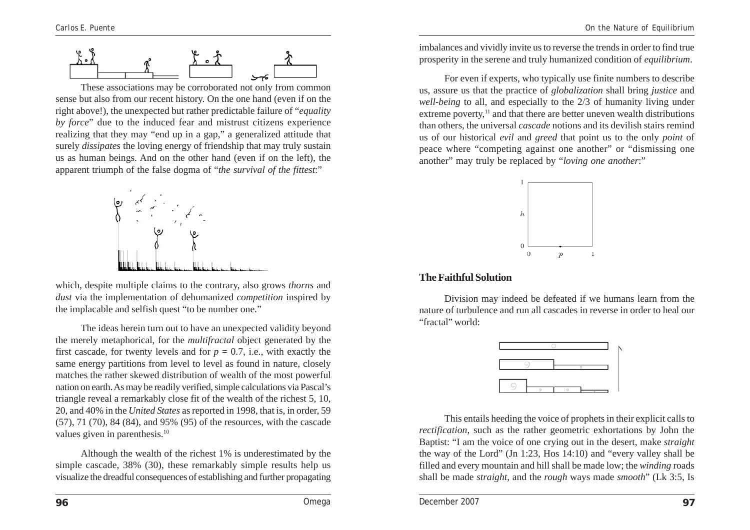These associations may be corroborated not only from common sense but also from our recent history. On the one hand (even if on the right above!), the unexpected but rather predictable failure of "*equality by force*" due to the induced fear and mistrust citizens experience realizing that they may "end up in a gap," a generalized attitude that surely *dissipates* the loving energy of friendship that may truly sustain us as human beings. And on the other hand (even if on the left), the apparent triumph of the false dogma of "*the survival of the fittest*:"

which, despite multiple claims to the contrary, also grows *thorns* and *dust* via the implementation of dehumanized *competition* inspired by the implacable and selfish quest "to be number one."

The ideas herein turn out to have an unexpected validity beyond the merely metaphorical, for the *multifractal* object generated by the first cascade, for twenty levels and for $p = 0.7$, i.e., with exactly the same energy partitions from level to level as found in nature, closely matches the rather skewed distribution of wealth of the most powerful nation on earth. As may be readily verified, simple calculations via Pascal's triangle reveal a remarkably close fit of the wealth of the richest 5, 10, 20, and 40% in the *United States* as reported in 1998, that is, in order, 59 (57), 71 (70), 84 (84), and 95% (95) of the resources, with the cascade values given in parenthesis.[10]

Although the wealth of the richest 1% is underestimated by the simple cascade, 38% (30), these remarkably simple results help us visualize the dreadful consequences of establishing and further propagating imbalances and vividly invite us to reverse the trends in order to find true prosperity in the serene and truly humanized condition of *equilibrium*.

For even if experts, who typically use finite numbers to describe us, assure us that the practice of *globalization* shall bring *justice* and *well-being* to all, and especially to the 2/3 of humanity living under extreme poverty,[11] and that there are better uneven wealth distributions than others, the universal *cascade* notions and its devilish stairs remind us of our historical *evil* and *greed* that point us to the only *point* of peace where "competing against one another" or "dismissing one another" may truly be replaced by "*loving one another*:"

## The Faithful Solution

Division may indeed be defeated if we humans learn from the nature of turbulence and run all cascades in reverse in order to heal our "fractal" world:

This entails heeding the voice of prophets in their explicit calls to *rectification*, such as the rather geometric exhortations by John the Baptist: "I am the voice of one crying out in the desert, make *straight* the way of the Lord" (Jn 1:23, Hos 14:10) and "every valley shall be filled and every mountain and hill shall be made low; the *winding* roads shall be made *straight*, and the *rough* ways made *smooth*" (Lk 3:5, Is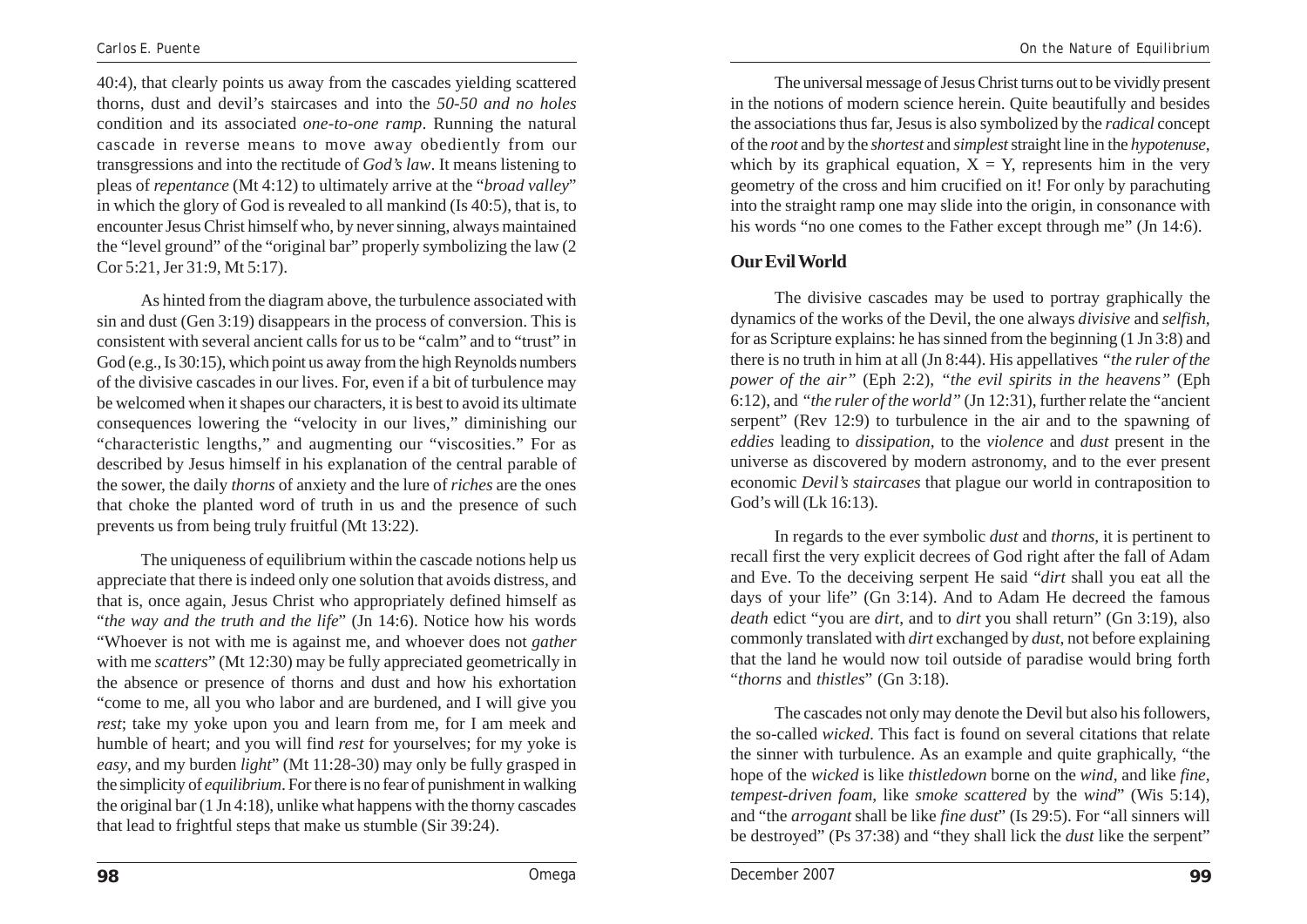40:4), that clearly points us away from the cascades yielding scattered thorns, dust and devil's staircases and into the *50-50 and no holes* condition and its associated *one-to-one ramp*. Running the natural cascade in reverse means to move away obediently from our transgressions and into the rectitude of *God's law*. It means listening to pleas of *repentance* (Mt 4:12) to ultimately arrive at the "*broad valley*" in which the glory of God is revealed to all mankind (Is 40:5), that is, to encounter Jesus Christ himself who, by never sinning, always maintained the "level ground" of the "original bar" properly symbolizing the law (2 Cor 5:21, Jer 31:9, Mt 5:17).

As hinted from the diagram above, the turbulence associated with sin and dust (Gen 3:19) disappears in the process of conversion. This is consistent with several ancient calls for us to be "calm" and to "trust" in God (e.g., Is 30:15), which point us away from the high Reynolds numbers of the divisive cascades in our lives. For, even if a bit of turbulence may be welcomed when it shapes our characters, it is best to avoid its ultimate consequences lowering the "velocity in our lives," diminishing our "characteristic lengths," and augmenting our "viscosities." For as described by Jesus himself in his explanation of the central parable of the sower, the daily *thorns* of anxiety and the lure of *riches* are the ones that choke the planted word of truth in us and the presence of such prevents us from being truly fruitful (Mt 13:22).

The uniqueness of equilibrium within the cascade notions help us appreciate that there is indeed only one solution that avoids distress, and that is, once again, Jesus Christ who appropriately defined himself as "*the way and the truth and the life*" (Jn 14:6). Notice how his words "Whoever is not with me is against me, and whoever does not *gather* with me *scatters*" (Mt 12:30) may be fully appreciated geometrically in the absence or presence of thorns and dust and how his exhortation "come to me, all you who labor and are burdened, and I will give you *rest*; take my yoke upon you and learn from me, for I am meek and humble of heart; and you will find *rest* for yourselves; for my yoke is *easy*, and my burden *light*" (Mt 11:28-30) may only be fully grasped in the simplicity of *equilibrium*. For there is no fear of punishment in walking the original bar (1 Jn 4:18), unlike what happens with the thorny cascades that lead to frightful steps that make us stumble (Sir 39:24).

The universal message of Jesus Christ turns out to be vividly present in the notions of modern science herein. Quite beautifully and besides the associations thus far, Jesus is also symbolized by the *radical* concept of the *root* and by the *shortest* and *simplest* straight line in the *hypotenuse*, which by its graphical equation, $X = Y$, represents him in the very geometry of the cross and him crucified on it! For only by parachuting into the straight ramp one may slide into the origin, in consonance with his words "no one comes to the Father except through me" (Jn 14:6).

## Our Evil World

The divisive cascades may be used to portray graphically the dynamics of the works of the Devil, the one always *divisive* and *selfish*, for as Scripture explains: he has sinned from the beginning (1 Jn 3:8) and there is no truth in him at all (Jn 8:44). His appellatives *"the ruler of the power of the air"* (Eph 2:2), *"the evil spirits in the heavens"* (Eph 6:12), and *"the ruler of the world"* (Jn 12:31), further relate the "ancient serpent" (Rev 12:9) to turbulence in the air and to the spawning of *eddies* leading to *dissipation*, to the *violence* and *dust* present in the universe as discovered by modern astronomy, and to the ever present economic *Devil's staircases* that plague our world in contraposition to God's will (Lk 16:13).

In regards to the ever symbolic *dust* and *thorns*, it is pertinent to recall first the very explicit decrees of God right after the fall of Adam and Eve. To the deceiving serpent He said "*dirt* shall you eat all the days of your life" (Gn 3:14). And to Adam He decreed the famous *death* edict "you are *dirt*, and to *dirt* you shall return" (Gn 3:19), also commonly translated with *dirt* exchanged by *dust*, not before explaining that the land he would now toil outside of paradise would bring forth "*thorns* and *thistles*" (Gn 3:18).

The cascades not only may denote the Devil but also his followers, the so-called *wicked*. This fact is found on several citations that relate the sinner with turbulence. As an example and quite graphically, "the hope of the *wicked* is like *thistledown* borne on the *wind*, and like *fine*, *tempest-driven foam*, like *smoke scattered* by the *wind*" (Wis 5:14), and "the *arrogant* shall be like *fine dust*" (Is 29:5). For "all sinners will be destroyed" (Ps 37:38) and "they shall lick the *dust* like the serpent"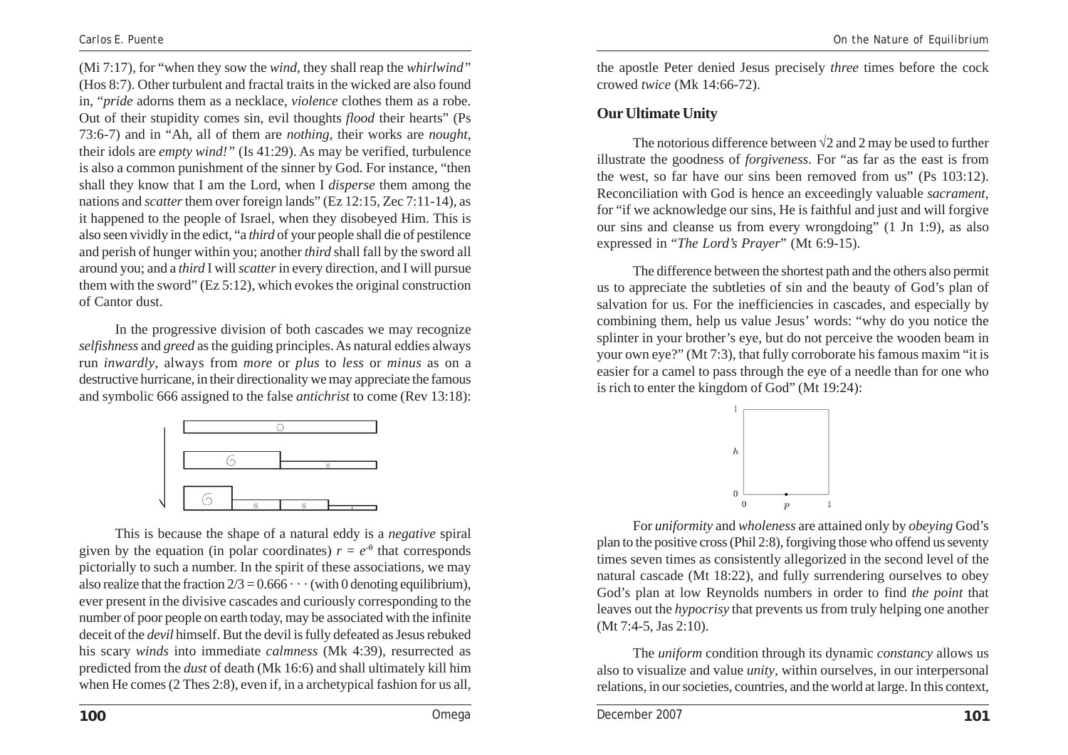(Mi 7:17), for "when they sow the *wind*, they shall reap the *whirlwind"* (Hos 8:7). Other turbulent and fractal traits in the wicked are also found in, "*pride* adorns them as a necklace, *violence* clothes them as a robe. Out of their stupidity comes sin, evil thoughts *flood* their hearts" (Ps 73:6-7) and in "Ah, all of them are *nothing*, their works are *nought*, their idols are *empty wind!"* (Is 41:29). As may be verified, turbulence is also a common punishment of the sinner by God. For instance, "then shall they know that I am the Lord, when I *disperse* them among the nations and *scatter* them over foreign lands" (Ez 12:15, Zec 7:11-14), as it happened to the people of Israel, when they disobeyed Him. This is also seen vividly in the edict, "a *third* of your people shall die of pestilence and perish of hunger within you; another *third* shall fall by the sword all around you; and a *third* I will *scatter* in every direction, and I will pursue them with the sword" (Ez 5:12), which evokes the original construction of Cantor dust.

In the progressive division of both cascades we may recognize *selfishness* and *greed* as the guiding principles. As natural eddies always run *inwardly*, always from *more* or *plus* to *less* or *minus* as on a destructive hurricane, in their directionality we may appreciate the famous and symbolic 666 assigned to the false *antichrist* to come (Rev 13:18):

This is because the shape of a natural eddy is a *negative* spiral given by the equation (in polar coordinates) $r = e^{-\theta}$ that corresponds pictorially to such a number. In the spirit of these associations, we may also realize that the fraction $2/3 = 0.666\cdots$ (with 0 denoting equilibrium), ever present in the divisive cascades and curiously corresponding to the number of poor people on earth today, may be associated with the infinite deceit of the *devil* himself. But the devil is fully defeated as Jesus rebuked his scary *winds* into immediate *calmness* (Mk 4:39), resurrected as predicted from the *dust* of death (Mk 16:6) and shall ultimately kill him when He comes (2 Thes 2:8), even if, in a archetypical fashion for us all, the apostle Peter denied Jesus precisely *three* times before the cock crowed *twice* (Mk 14:66-72).

## Our Ultimate Unity

The notorious difference between $\sqrt{2}$ and 2 may be used to further illustrate the goodness of *forgiveness*. For "as far as the east is from the west, so far have our sins been removed from us" (Ps 103:12). Reconciliation with God is hence an exceedingly valuable *sacrament*, for "if we acknowledge our sins, He is faithful and just and will forgive our sins and cleanse us from every wrongdoing" (1 Jn 1:9), as also expressed in "*The Lord's Prayer*" (Mt 6:9-15).

The difference between the shortest path and the others also permit us to appreciate the subtleties of sin and the beauty of God's plan of salvation for us. For the inefficiencies in cascades, and especially by combining them, help us value Jesus' words: "why do you notice the splinter in your brother's eye, but do not perceive the wooden beam in your own eye?" (Mt 7:3), that fully corroborate his famous maxim "it is easier for a camel to pass through the eye of a needle than for one who is rich to enter the kingdom of God" (Mt 19:24):

For *uniformity* and *wholeness* are attained only by *obeying* God's plan to the positive cross (Phil 2:8), forgiving those who offend us seventy times seven times as consistently allegorized in the second level of the natural cascade (Mt 18:22), and fully surrendering ourselves to obey God's plan at low Reynolds numbers in order to find *the point* that leaves out the *hypocrisy* that prevents us from truly helping one another (Mt 7:4-5, Jas 2:10).

The *uniform* condition through its dynamic *constancy* allows us also to visualize and value *unity*, within ourselves, in our interpersonal relations, in our societies, countries, and the world at large. In this context,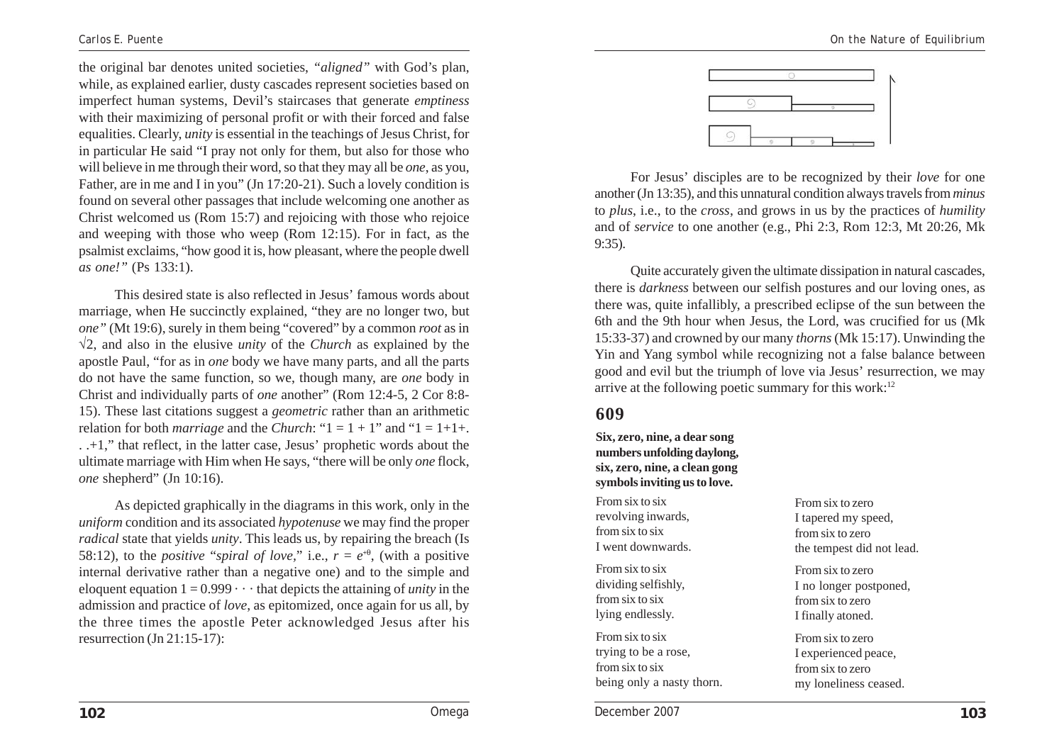the original bar denotes united societies, *"aligned"* with God's plan, while, as explained earlier, dusty cascades represent societies based on imperfect human systems, Devil's staircases that generate *emptiness* with their maximizing of personal profit or with their forced and false equalities. Clearly, *unity* is essential in the teachings of Jesus Christ, for in particular He said "I pray not only for them, but also for those who will believe in me through their word, so that they may all be *one*, as you, Father, are in me and I in you" (Jn 17:20-21). Such a lovely condition is found on several other passages that include welcoming one another as Christ welcomed us (Rom 15:7) and rejoicing with those who rejoice and weeping with those who weep (Rom 12:15). For in fact, as the psalmist exclaims, "how good it is, how pleasant, where the people dwell *as one!"* (Ps 133:1).

This desired state is also reflected in Jesus' famous words about marriage, when He succinctly explained, "they are no longer two, but *one"* (Mt 19:6), surely in them being "covered" by a common *root* as in $\sqrt{2}$, and also in the elusive *unity* of the *Church* as explained by the apostle Paul, "for as in *one* body we have many parts, and all the parts do not have the same function, so we, though many, are *one* body in Christ and individually parts of *one* another" (Rom 12:4-5, 2 Cor 8:8-15). These last citations suggest a *geometric* rather than an arithmetic relation for both *marriage* and the *Church*: "$1 = 1 + 1$" and "$1 = 1+1+ . . .+1$," that reflect, in the latter case, Jesus' prophetic words about the ultimate marriage with Him when He says, "there will be only *one* flock, *one* shepherd" (Jn 10:16).

As depicted graphically in the diagrams in this work, only in the *uniform* condition and its associated *hypotenuse* we may find the proper *radical* state that yields *unity*. This leads us, by repairing the breach (Is 58:12), to the *positive* "*spiral of love*," i.e., $r = e^{+\theta}$, (with a positive internal derivative rather than a negative one) and to the simple and eloquent equation $1 = 0.999 \cdots$ that depicts the attaining of *unity* in the admission and practice of *love*, as epitomized, once again for us all, by the three times the apostle Peter acknowledged Jesus after his resurrection (Jn 21:15-17):

For Jesus' disciples are to be recognized by their *love* for one another (Jn 13:35), and this unnatural condition always travels from *minus* to *plus*, i.e., to the *cross*, and grows in us by the practices of *humility* and of *service* to one another (e.g., Phi 2:3, Rom 12:3, Mt 20:26, Mk 9:35).

Quite accurately given the ultimate dissipation in natural cascades, there is *darkness* between our selfish postures and our loving ones, as there was, quite infallibly, a prescribed eclipse of the sun between the 6th and the 9th hour when Jesus, the Lord, was crucified for us (Mk 15:33-37) and crowned by our many *thorns* (Mk 15:17). Unwinding the Yin and Yang symbol while recognizing not a false balance between good and evil but the triumph of love via Jesus' resurrection, we may arrive at the following poetic summary for this work:[12]

## 609

**Six, zero, nine, a dear song**
**numbers unfolding daylong,**
**six, zero, nine, a clean gong**
**symbols inviting us to love.**

From six to six
revolving inwards,
from six to six
I went downwards.

From six to six
dividing selfishly,
from six to six
lying endlessly.

From six to six
trying to be a rose,
from six to six
being only a nasty thorn.

From six to zero
I tapered my speed,
from six to zero
the tempest did not lead.

From six to zero
I no longer postponed,
from six to zero
I finally atoned.

From six to zero
I experienced peace,
from six to zero
my loneliness ceased.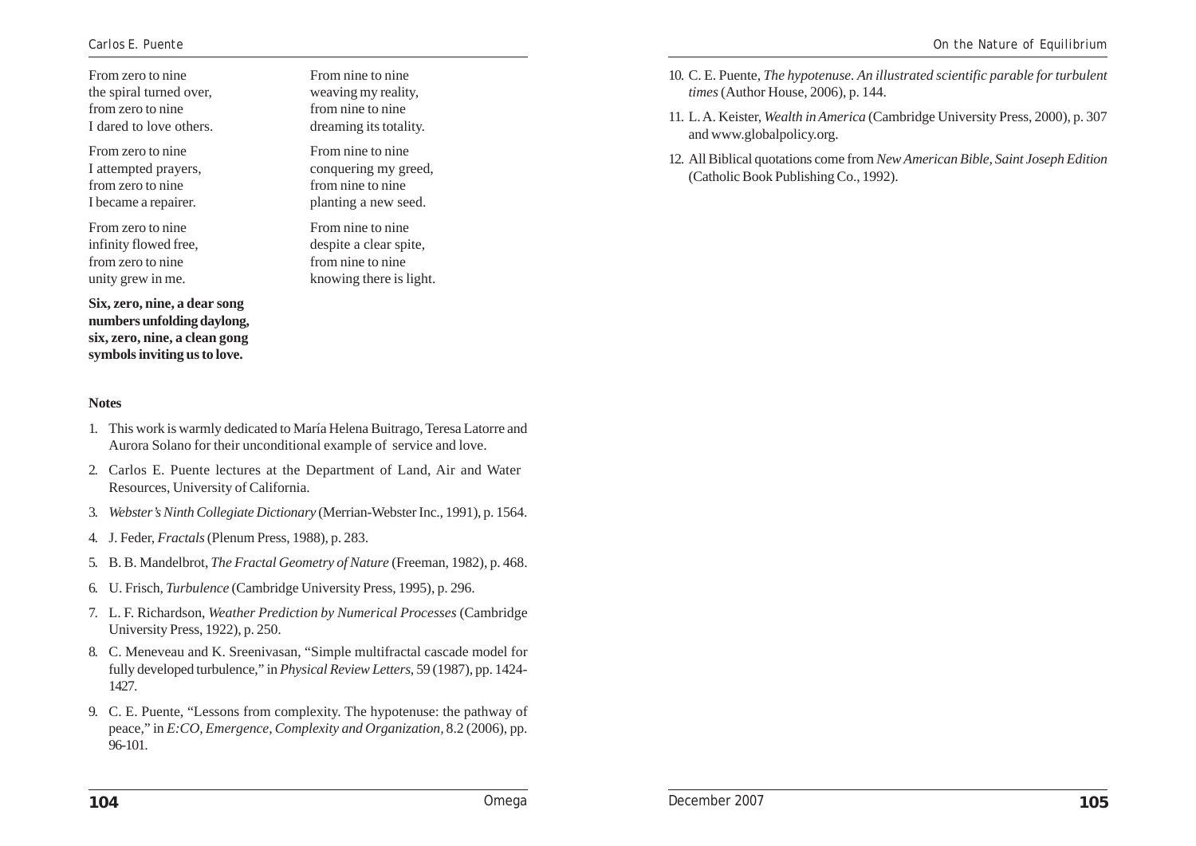From zero to nine
the spiral turned over,
from zero to nine
I dared to love others.

From zero to nine
I attempted prayers,
from zero to nine
I became a repairer.

From zero to nine
infinity flowed free,
from zero to nine
unity grew in me.

From nine to nine
weaving my reality,
from nine to nine
dreaming its totality.

From nine to nine
conquering my greed,
from nine to nine
planting a new seed.

From nine to nine
despite a clear spite,
from nine to nine
knowing there is light.

**Six, zero, nine, a dear song
numbers unfolding daylong,
six, zero, nine, a clean gong
symbols inviting us to love.**

**Notes**

1. This work is warmly dedicated to María Helena Buitrago, Teresa Latorre and Aurora Solano for their unconditional example of service and love.
2. Carlos E. Puente lectures at the Department of Land, Air and Water Resources, University of California.
3. *Webster's Ninth Collegiate Dictionary* (Merrian-Webster Inc., 1991), p. 1564.
4. J. Feder, *Fractals* (Plenum Press, 1988), p. 283.
5. B. B. Mandelbrot, *The Fractal Geometry of Nature* (Freeman, 1982), p. 468.
6. U. Frisch, *Turbulence* (Cambridge University Press, 1995), p. 296.
7. L. F. Richardson, *Weather Prediction by Numerical Processes* (Cambridge University Press, 1922), p. 250.
8. C. Meneveau and K. Sreenivasan, "Simple multifractal cascade model for fully developed turbulence," in *Physical Review Letters*, 59 (1987), pp. 1424-1427.
9. C. E. Puente, "Lessons from complexity. The hypotenuse: the pathway of peace," in *E:CO, Emergence, Complexity and Organization*, 8.2 (2006), pp. 96-101.
10. C. E. Puente, *The hypotenuse. An illustrated scientific parable for turbulent times* (Author House, 2006), p. 144.
11. L. A. Keister, *Wealth in America* (Cambridge University Press, 2000), p. 307 and www.globalpolicy.org.
12. All Biblical quotations come from *New American Bible, Saint Joseph Edition* (Catholic Book Publishing Co., 1992).